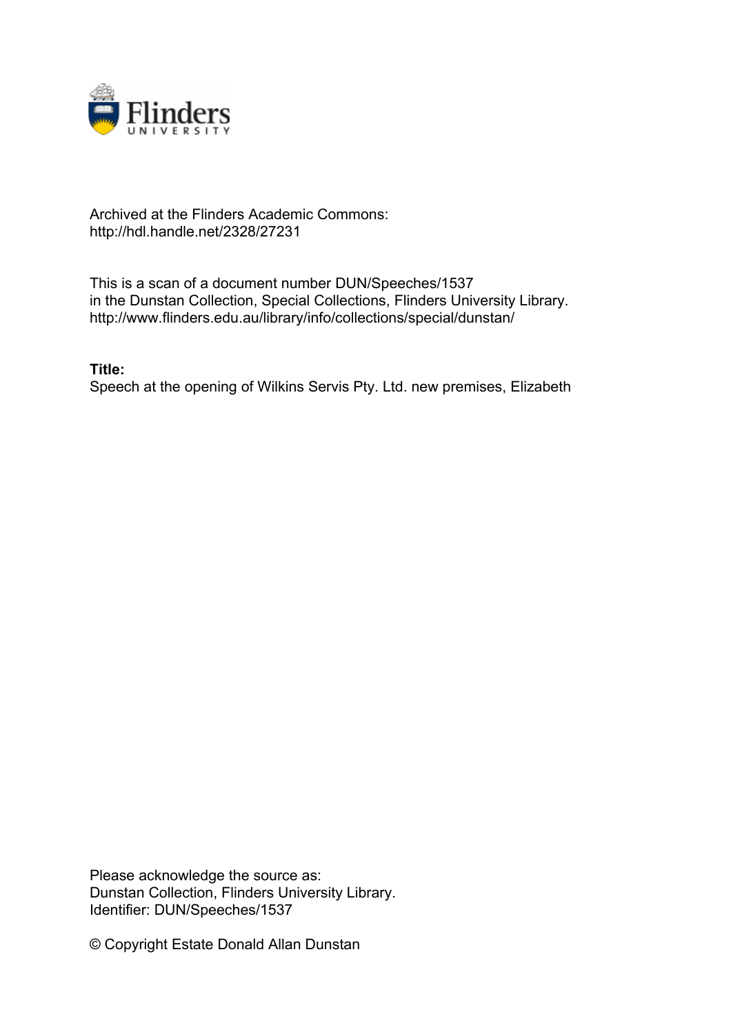Archived at the Flinders Academic Commons:
http://hdl.handle.net/2328/27231

This is a scan of a document number DUN/Speeches/1537
in the Dunstan Collection, Special Collections, Flinders University Library.
http://www.flinders.edu.au/library/info/collections/special/dunstan/

**Title:**
Speech at the opening of Wilkins Servis Pty. Ltd. new premises, Elizabeth

Please acknowledge the source as:
Dunstan Collection, Flinders University Library.
Identifier: DUN/Speeches/1537

© Copyright Estate Donald Allan Dunstan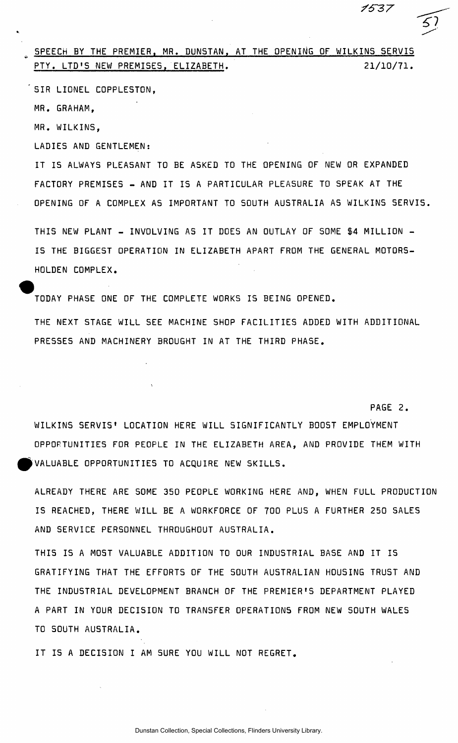SPEECH BY THE PREMIER, MR. DUNSTAN, AT THE OPENING OF WILKINS SERVIS PTY. LTD'S NEW PREMISES, ELIZABETH. 21/10/71.

SIR LIONEL COPPLESTON,

MR. GRAHAM,

MR. WILKINS,

LADIES AND GENTLEMEN:

IT IS ALWAYS PLEASANT TO BE ASKED TO THE OPENING OF NEW OR EXPANDED FACTORY PREMISES - AND IT IS A PARTICULAR PLEASURE TO SPEAK AT THE OPENING OF A COMPLEX AS IMPORTANT TO SOUTH AUSTRALIA AS WILKINS SERVIS.

THIS NEW PLANT - INVOLVING AS IT DOES AN OUTLAY OF SOME $4 MILLION - IS THE BIGGEST OPERATION IN ELIZABETH APART FROM THE GENERAL MOTORS-HOLDEN COMPLEX.

TODAY PHASE ONE OF THE COMPLETE WORKS IS BEING OPENED.

THE NEXT STAGE WILL SEE MACHINE SHOP FACILITIES ADDED WITH ADDITIONAL PRESSES AND MACHINERY BROUGHT IN AT THE THIRD PHASE.

WILKINS SERVIS' LOCATION HERE WILL SIGNIFICANTLY BOOST EMPLOYMENT OPPORTUNITIES FOR PEOPLE IN THE ELIZABETH AREA, AND PROVIDE THEM WITH VALUABLE OPPORTUNITIES TO ACQUIRE NEW SKILLS.

ALREADY THERE ARE SOME 350 PEOPLE WORKING HERE AND, WHEN FULL PRODUCTION IS REACHED, THERE WILL BE A WORKFORCE OF 700 PLUS A FURTHER 250 SALES AND SERVICE PERSONNEL THROUGHOUT AUSTRALIA.

THIS IS A MOST VALUABLE ADDITION TO OUR INDUSTRIAL BASE AND IT IS GRATIFYING THAT THE EFFORTS OF THE SOUTH AUSTRALIAN HOUSING TRUST AND THE INDUSTRIAL DEVELOPMENT BRANCH OF THE PREMIER'S DEPARTMENT PLAYED A PART IN YOUR DECISION TO TRANSFER OPERATIONS FROM NEW SOUTH WALES TO SOUTH AUSTRALIA.

IT IS A DECISION I AM SURE YOU WILL NOT REGRET.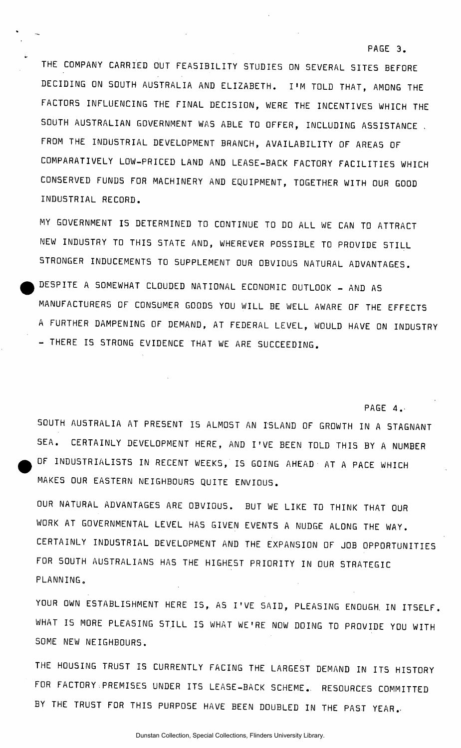THE COMPANY CARRIED OUT FEASIBILITY STUDIES ON SEVERAL SITES BEFORE DECIDING ON SOUTH AUSTRALIA AND ELIZABETH. I'M TOLD THAT, AMONG THE FACTORS INFLUENCING THE FINAL DECISION, WERE THE INCENTIVES WHICH THE SOUTH AUSTRALIAN GOVERNMENT WAS ABLE TO OFFER, INCLUDING ASSISTANCE FROM THE INDUSTRIAL DEVELOPMENT BRANCH, AVAILABILITY OF AREAS OF COMPARATIVELY LOW-PRICED LAND AND LEASE-BACK FACTORY FACILITIES WHICH CONSERVED FUNDS FOR MACHINERY AND EQUIPMENT, TOGETHER WITH OUR GOOD INDUSTRIAL RECORD.

MY GOVERNMENT IS DETERMINED TO CONTINUE TO DO ALL WE CAN TO ATTRACT NEW INDUSTRY TO THIS STATE AND, WHEREVER POSSIBLE TO PROVIDE STILL STRONGER INDUCEMENTS TO SUPPLEMENT OUR OBVIOUS NATURAL ADVANTAGES.

DESPITE A SOMEWHAT CLOUDED NATIONAL ECONOMIC OUTLOOK - AND AS MANUFACTURERS OF CONSUMER GOODS YOU WILL BE WELL AWARE OF THE EFFECTS A FURTHER DAMPENING OF DEMAND, AT FEDERAL LEVEL, WOULD HAVE ON INDUSTRY - THERE IS STRONG EVIDENCE THAT WE ARE SUCCEEDING.

SOUTH AUSTRALIA AT PRESENT IS ALMOST AN ISLAND OF GROWTH IN A STAGNANT SEA. CERTAINLY DEVELOPMENT HERE, AND I'VE BEEN TOLD THIS BY A NUMBER OF INDUSTRIALISTS IN RECENT WEEKS, IS GOING AHEAD AT A PACE WHICH MAKES OUR EASTERN NEIGHBOURS QUITE ENVIOUS.

OUR NATURAL ADVANTAGES ARE OBVIOUS. BUT WE LIKE TO THINK THAT OUR WORK AT GOVERNMENTAL LEVEL HAS GIVEN EVENTS A NUDGE ALONG THE WAY. CERTAINLY INDUSTRIAL DEVELOPMENT AND THE EXPANSION OF JOB OPPORTUNITIES FOR SOUTH AUSTRALIANS HAS THE HIGHEST PRIORITY IN OUR STRATEGIC PLANNING.

YOUR OWN ESTABLISHMENT HERE IS, AS I'VE SAID, PLEASING ENOUGH IN ITSELF. WHAT IS MORE PLEASING STILL IS WHAT WE'RE NOW DOING TO PROVIDE YOU WITH SOME NEW NEIGHBOURS.

THE HOUSING TRUST IS CURRENTLY FACING THE LARGEST DEMAND IN ITS HISTORY FOR FACTORY PREMISES UNDER ITS LEASE-BACK SCHEME. RESOURCES COMMITTED BY THE TRUST FOR THIS PURPOSE HAVE BEEN DOUBLED IN THE PAST YEAR.

Dunstan Collection, Special Collections, Flinders University Library.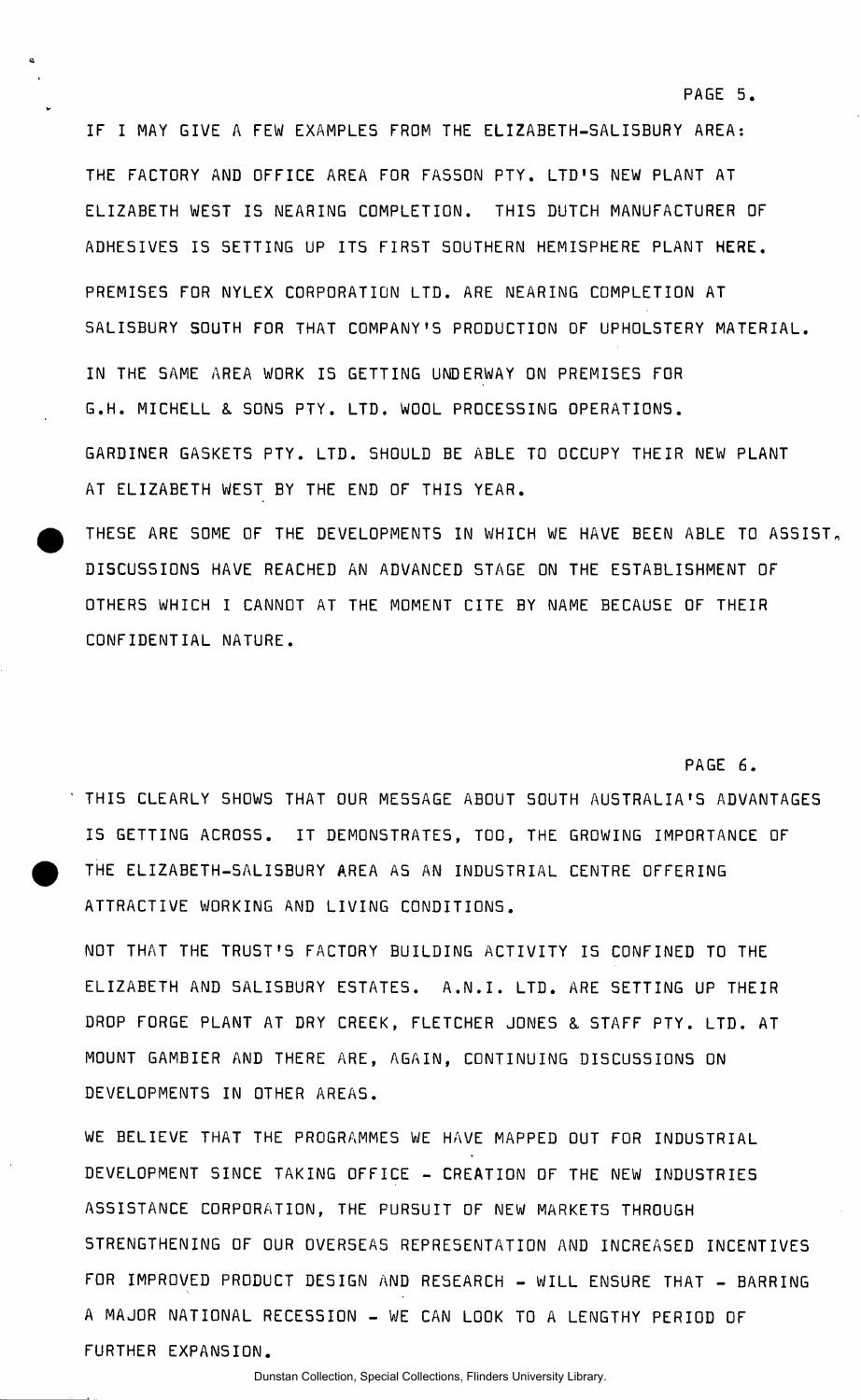IF I MAY GIVE A FEW EXAMPLES FROM THE ELIZABETH-SALISBURY AREA:

THE FACTORY AND OFFICE AREA FOR FASSON PTY. LTD'S NEW PLANT AT ELIZABETH WEST IS NEARING COMPLETION. THIS DUTCH MANUFACTURER OF ADHESIVES IS SETTING UP ITS FIRST SOUTHERN HEMISPHERE PLANT HERE.

PREMISES FOR NYLEX CORPORATION LTD. ARE NEARING COMPLETION AT SALISBURY SOUTH FOR THAT COMPANY'S PRODUCTION OF UPHOLSTERY MATERIAL.

IN THE SAME AREA WORK IS GETTING UNDERWAY ON PREMISES FOR G.H. MICHELL & SONS PTY. LTD. WOOL PROCESSING OPERATIONS.

GARDINER GASKETS PTY. LTD. SHOULD BE ABLE TO OCCUPY THEIR NEW PLANT AT ELIZABETH WEST BY THE END OF THIS YEAR.

THESE ARE SOME OF THE DEVELOPMENTS IN WHICH WE HAVE BEEN ABLE TO ASSIST. DISCUSSIONS HAVE REACHED AN ADVANCED STAGE ON THE ESTABLISHMENT OF OTHERS WHICH I CANNOT AT THE MOMENT CITE BY NAME BECAUSE OF THEIR CONFIDENTIAL NATURE.

THIS CLEARLY SHOWS THAT OUR MESSAGE ABOUT SOUTH AUSTRALIA'S ADVANTAGES IS GETTING ACROSS. IT DEMONSTRATES, TOO, THE GROWING IMPORTANCE OF THE ELIZABETH-SALISBURY AREA AS AN INDUSTRIAL CENTRE OFFERING ATTRACTIVE WORKING AND LIVING CONDITIONS.

NOT THAT THE TRUST'S FACTORY BUILDING ACTIVITY IS CONFINED TO THE ELIZABETH AND SALISBURY ESTATES. A.N.I. LTD. ARE SETTING UP THEIR DROP FORGE PLANT AT DRY CREEK, FLETCHER JONES & STAFF PTY. LTD. AT MOUNT GAMBIER AND THERE ARE, AGAIN, CONTINUING DISCUSSIONS ON DEVELOPMENTS IN OTHER AREAS.

WE BELIEVE THAT THE PROGRAMMES WE HAVE MAPPED OUT FOR INDUSTRIAL DEVELOPMENT SINCE TAKING OFFICE - CREATION OF THE NEW INDUSTRIES ASSISTANCE CORPORATION, THE PURSUIT OF NEW MARKETS THROUGH STRENGTHENING OF OUR OVERSEAS REPRESENTATION AND INCREASED INCENTIVES FOR IMPROVED PRODUCT DESIGN AND RESEARCH - WILL ENSURE THAT - BARRING A MAJOR NATIONAL RECESSION - WE CAN LOOK TO A LENGTHY PERIOD OF FURTHER EXPANSION.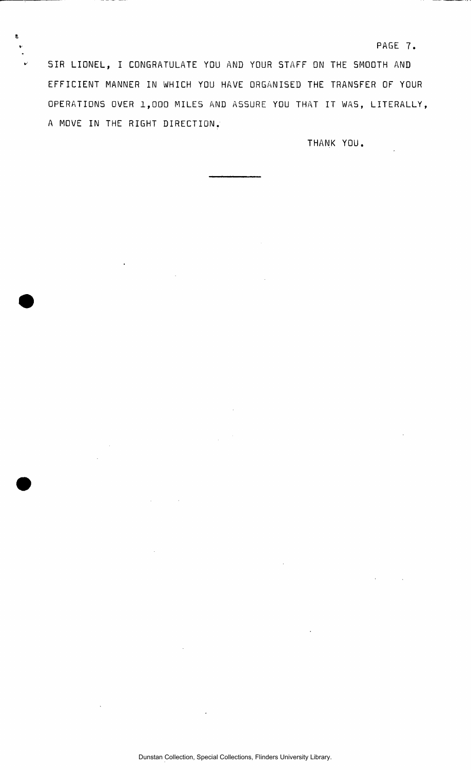SIR LIONEL, I CONGRATULATE YOU AND YOUR STAFF ON THE SMOOTH AND EFFICIENT MANNER IN WHICH YOU HAVE ORGANISED THE TRANSFER OF YOUR OPERATIONS OVER 1,000 MILES AND ASSURE YOU THAT IT WAS, LITERALLY, A MOVE IN THE RIGHT DIRECTION.

THANK YOU.

---

Dunstan Collection, Special Collections, Flinders University Library.